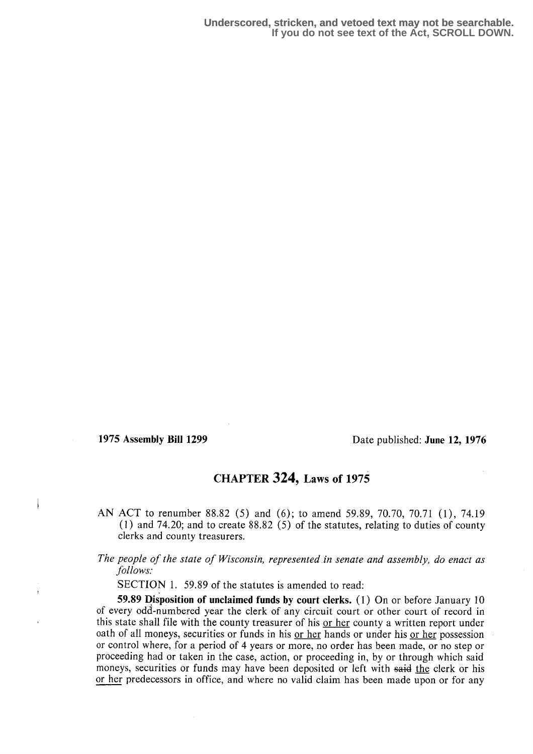Underscored, stricken, and vetoed text may not be searchable.
If you do not see text of the Act, SCROLL DOWN.

**1975 Assembly Bill 1299** Date published: **June 12, 1976**

## CHAPTER 324, Laws of 1975

AN ACT to renumber 88.82 (5) and (6); to amend 59.89, 70.70, 70.71 (1), 74.19 (1) and 74.20; and to create 88.82 (5) of the statutes, relating to duties of county clerks and county treasurers.

*The people of the state of Wisconsin, represented in senate and assembly, do enact as follows:*

SECTION 1. 59.89 of the statutes is amended to read:

**59.89 Disposition of unclaimed funds by court clerks.** (1) On or before January 10 of every odd-numbered year the clerk of any circuit court or other court of record in this state shall file with the county treasurer of his or her county a written report under oath of all moneys, securities or funds in his or her hands or under his or her possession or control where, for a period of 4 years or more, no order has been made, or no step or proceeding had or taken in the case, action, or proceeding in, by or through which said moneys, securities or funds may have been deposited or left with ~~said~~ the clerk or his or her predecessors in office, and where no valid claim has been made upon or for any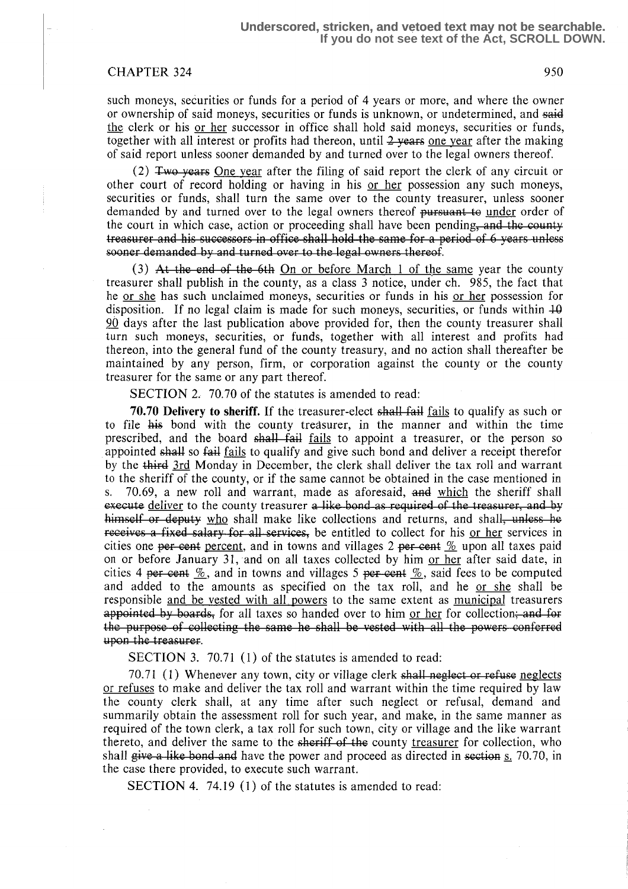such moneys, securities or funds for a period of 4 years or more, and where the owner or ownership of said moneys, securities or funds is unknown, or undetermined, and ~~said~~ the clerk or his or her successor in office shall hold said moneys, securities or funds, together with all interest or profits had thereon, until ~~2 years~~ one year after the making of said report unless sooner demanded by and turned over to the legal owners thereof.

(2) ~~Two years~~ One year after the filing of said report the clerk of any circuit or other court of record holding or having in his or her possession any such moneys, securities or funds, shall turn the same over to the county treasurer, unless sooner demanded by and turned over to the legal owners thereof ~~pursuant to~~ under order of the court in which case, action or proceeding shall have been pending~~, and the county treasurer and his successors in office shall hold the same for a period of 6 years unless sooner demanded by and turned over to the legal owners thereof~~.

(3) ~~At the end of the 6th~~ On or before March 1 of the same year the county treasurer shall publish in the county, as a class 3 notice, under ch. 985, the fact that he or she has such unclaimed moneys, securities or funds in his or her possession for disposition. If no legal claim is made for such moneys, securities, or funds within ~~10~~ 90 days after the last publication above provided for, then the county treasurer shall turn such moneys, securities, or funds, together with all interest and profits had thereon, into the general fund of the county treasury, and no action shall thereafter be maintained by any person, firm, or corporation against the county or the county treasurer for the same or any part thereof.

SECTION 2. 70.70 of the statutes is amended to read:

**70.70 Delivery to sheriff.** If the treasurer-elect ~~shall fail~~ fails to qualify as such or to file ~~his~~ bond with the county treasurer, in the manner and within the time prescribed, and the board ~~shall fail~~ fails to appoint a treasurer, or the person so appointed ~~shall~~ so ~~fail~~ fails to qualify and give such bond and deliver a receipt therefor by the ~~third~~ 3rd Monday in December, the clerk shall deliver the tax roll and warrant to the sheriff of the county, or if the same cannot be obtained in the case mentioned in s. 70.69, a new roll and warrant, made as aforesaid, ~~and~~ which the sheriff shall ~~execute~~ deliver to the county treasurer ~~a like bond as required of the treasurer, and by himself or deputy~~ who shall make like collections and returns, and shall~~, unless he receives a fixed salary for all services,~~ be entitled to collect for his or her services in cities one ~~per cent~~ percent, and in towns and villages 2 ~~per cent~~ % upon all taxes paid on or before January 31, and on all taxes collected by him or her after said date, in cities 4 ~~per cent~~ %, and in towns and villages 5 ~~per cent~~ %, said fees to be computed and added to the amounts as specified on the tax roll, and he or she shall be responsible and be vested with all powers to the same extent as municipal treasurers ~~appointed by boards,~~ for all taxes so handed over to him or her for collection~~; and for the purpose of collecting the same he shall be vested with all the powers conferred upon the treasurer~~.

SECTION 3. 70.71 (1) of the statutes is amended to read:

70.71 (1) Whenever any town, city or village clerk ~~shall neglect or refuse~~ neglects or refuses to make and deliver the tax roll and warrant within the time required by law the county clerk shall, at any time after such neglect or refusal, demand and summarily obtain the assessment roll for such year, and make, in the same manner as required of the town clerk, a tax roll for such town, city or village and the like warrant thereto, and deliver the same to the ~~sheriff of the~~ county treasurer for collection, who shall ~~give a like bond and~~ have the power and proceed as directed in ~~section~~ s. 70.70, in the case there provided, to execute such warrant.

SECTION 4. 74.19 (1) of the statutes is amended to read: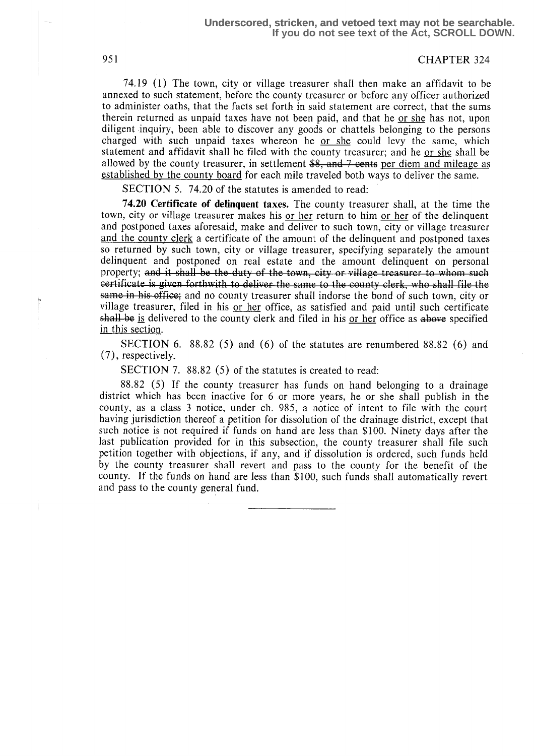74.19 (1) The town, city or village treasurer shall then make an affidavit to be annexed to such statement, before the county treasurer or before any officer authorized to administer oaths, that the facts set forth in said statement are correct, that the sums therein returned as unpaid taxes have not been paid, and that he <u>or she</u> has not, upon diligent inquiry, been able to discover any goods or chattels belonging to the persons charged with such unpaid taxes whereon he <u>or she</u> could levy the same, which statement and affidavit shall be filed with the county treasurer; and he <u>or she</u> shall be allowed by the county treasurer, in settlement ~~$8, and 7 cents~~ <u>per diem and mileage as established by the county board</u> for each mile traveled both ways to deliver the same.

SECTION 5. 74.20 of the statutes is amended to read:

**74.20 Certificate of delinquent taxes.** The county treasurer shall, at the time the town, city or village treasurer makes his <u>or her</u> return to him <u>or her</u> of the delinquent and postponed taxes aforesaid, make and deliver to such town, city or village treasurer <u>and the county clerk</u> a certificate of the amount of the delinquent and postponed taxes so returned by such town, city or village treasurer, specifying separately the amount delinquent and postponed on real estate and the amount delinquent on personal property; ~~and it shall be the duty of the town, city or village treasurer to whom such certificate is given forthwith to deliver the same to the county clerk, who shall file the same in his office;~~ and no county treasurer shall indorse the bond of such town, city or village treasurer, filed in his <u>or her</u> office, as satisfied and paid until such certificate ~~shall be~~ <u>is</u> delivered to the county clerk and filed in his <u>or her</u> office as ~~above~~ specified <u>in this section</u>.

SECTION 6. 88.82 (5) and (6) of the statutes are renumbered 88.82 (6) and (7), respectively.

SECTION 7. 88.82 (5) of the statutes is created to read:

88.82 (5) If the county treasurer has funds on hand belonging to a drainage district which has been inactive for 6 or more years, he or she shall publish in the county, as a class 3 notice, under ch. 985, a notice of intent to file with the court having jurisdiction thereof a petition for dissolution of the drainage district, except that such notice is not required if funds on hand are less than $100. Ninety days after the last publication provided for in this subsection, the county treasurer shall file such petition together with objections, if any, and if dissolution is ordered, such funds held by the county treasurer shall revert and pass to the county for the benefit of the county. If the funds on hand are less than $100, such funds shall automatically revert and pass to the county general fund.